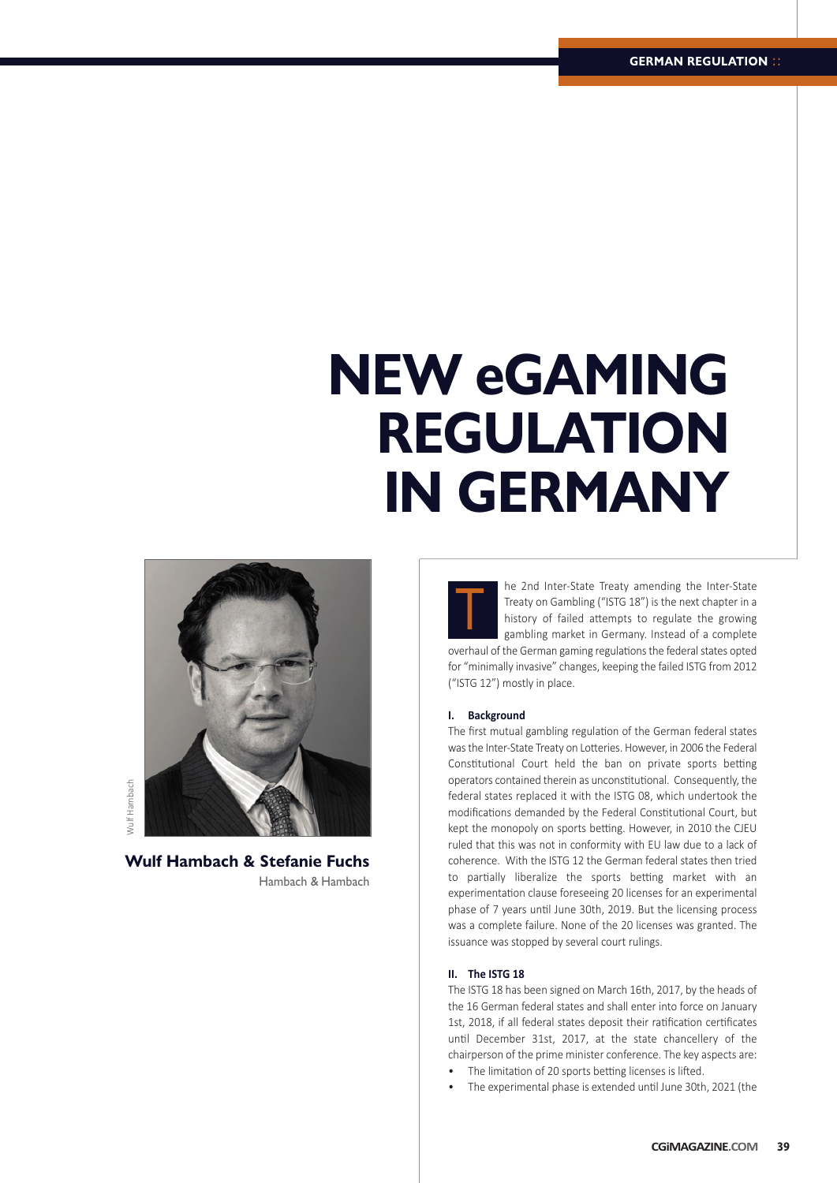# NEW eGAMING REGULATION IN GERMANY

Wulf Hambach

**Wulf Hambach & Stefanie Fuchs**
Hambach & Hambach

The 2nd Inter-State Treaty amending the Inter-State Treaty on Gambling ("ISTG 18") is the next chapter in a history of failed attempts to regulate the growing gambling market in Germany. Instead of a complete overhaul of the German gaming regulations the federal states opted for "minimally invasive" changes, keeping the failed ISTG from 2012 ("ISTG 12") mostly in place.

#### I. Background

The first mutual gambling regulation of the German federal states was the Inter-State Treaty on Lotteries. However, in 2006 the Federal Constitutional Court held the ban on private sports betting operators contained therein as unconstitutional. Consequently, the federal states replaced it with the ISTG 08, which undertook the modifications demanded by the Federal Constitutional Court, but kept the monopoly on sports betting. However, in 2010 the CJEU ruled that this was not in conformity with EU law due to a lack of coherence. With the ISTG 12 the German federal states then tried to partially liberalize the sports betting market with an experimentation clause foreseeing 20 licenses for an experimental phase of 7 years until June 30th, 2019. But the licensing process was a complete failure. None of the 20 licenses was granted. The issuance was stopped by several court rulings.

#### II. The ISTG 18

The ISTG 18 has been signed on March 16th, 2017, by the heads of the 16 German federal states and shall enter into force on January 1st, 2018, if all federal states deposit their ratification certificates until December 31st, 2017, at the state chancellery of the chairperson of the prime minister conference. The key aspects are:

- The limitation of 20 sports betting licenses is lifted.
- The experimental phase is extended until June 30th, 2021 (the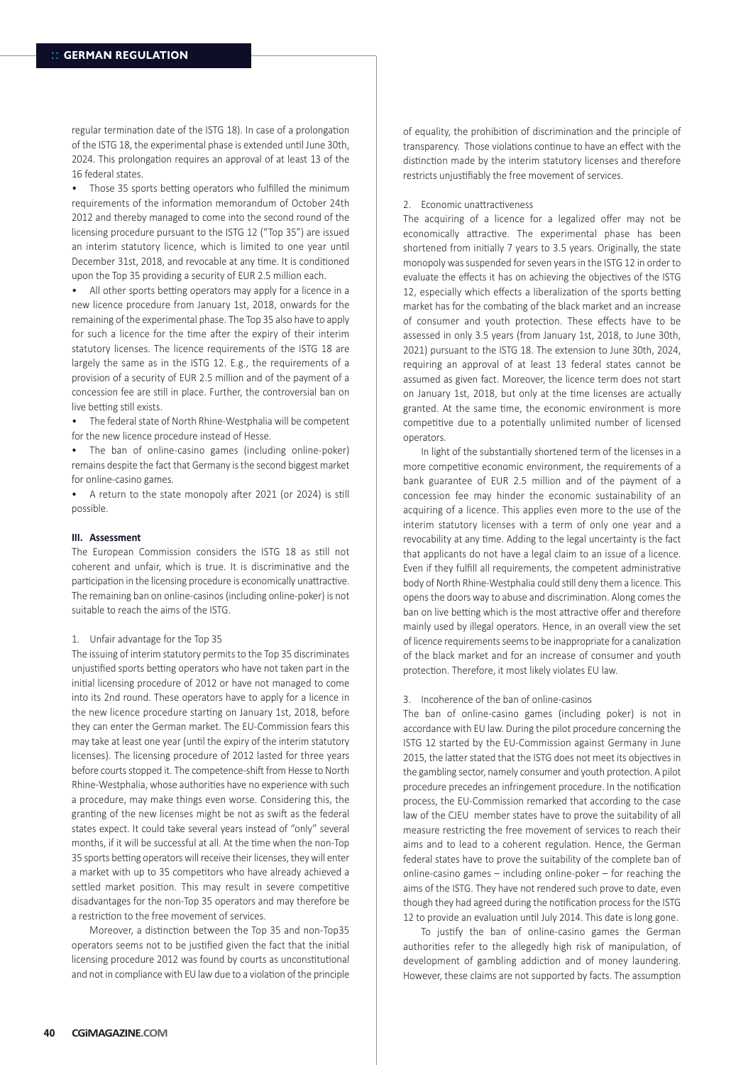regular termination date of the ISTG 18). In case of a prolongation of the ISTG 18, the experimental phase is extended until June 30th, 2024. This prolongation requires an approval of at least 13 of the 16 federal states.

- Those 35 sports betting operators who fulfilled the minimum requirements of the information memorandum of October 24th 2012 and thereby managed to come into the second round of the licensing procedure pursuant to the ISTG 12 ("Top 35") are issued an interim statutory licence, which is limited to one year until December 31st, 2018, and revocable at any time. It is conditioned upon the Top 35 providing a security of EUR 2.5 million each.
- All other sports betting operators may apply for a licence in a new licence procedure from January 1st, 2018, onwards for the remaining of the experimental phase. The Top 35 also have to apply for such a licence for the time after the expiry of their interim statutory licenses. The licence requirements of the ISTG 18 are largely the same as in the ISTG 12. E.g., the requirements of a provision of a security of EUR 2.5 million and of the payment of a concession fee are still in place. Further, the controversial ban on live betting still exists.
- The federal state of North Rhine-Westphalia will be competent for the new licence procedure instead of Hesse.
- The ban of online-casino games (including online-poker) remains despite the fact that Germany is the second biggest market for online-casino games.
- A return to the state monopoly after 2021 (or 2024) is still possible.

### III. Assessment

The European Commission considers the ISTG 18 as still not coherent and unfair, which is true. It is discriminative and the participation in the licensing procedure is economically unattractive. The remaining ban on online-casinos (including online-poker) is not suitable to reach the aims of the ISTG.

#### 1. Unfair advantage for the Top 35

The issuing of interim statutory permits to the Top 35 discriminates unjustified sports betting operators who have not taken part in the initial licensing procedure of 2012 or have not managed to come into its 2nd round. These operators have to apply for a licence in the new licence procedure starting on January 1st, 2018, before they can enter the German market. The EU-Commission fears this may take at least one year (until the expiry of the interim statutory licenses). The licensing procedure of 2012 lasted for three years before courts stopped it. The competence-shift from Hesse to North Rhine-Westphalia, whose authorities have no experience with such a procedure, may make things even worse. Considering this, the granting of the new licenses might be not as swift as the federal states expect. It could take several years instead of "only" several months, if it will be successful at all. At the time when the non-Top 35 sports betting operators will receive their licenses, they will enter a market with up to 35 competitors who have already achieved a settled market position. This may result in severe competitive disadvantages for the non-Top 35 operators and may therefore be a restriction to the free movement of services.

Moreover, a distinction between the Top 35 and non-Top35 operators seems not to be justified given the fact that the initial licensing procedure 2012 was found by courts as unconstitutional and not in compliance with EU law due to a violation of the principle of equality, the prohibition of discrimination and the principle of transparency. Those violations continue to have an effect with the distinction made by the interim statutory licenses and therefore restricts unjustifiably the free movement of services.

#### 2. Economic unattractiveness

The acquiring of a licence for a legalized offer may not be economically attractive. The experimental phase has been shortened from initially 7 years to 3.5 years. Originally, the state monopoly was suspended for seven years in the ISTG 12 in order to evaluate the effects it has on achieving the objectives of the ISTG 12, especially which effects a liberalization of the sports betting market has for the combating of the black market and an increase of consumer and youth protection. These effects have to be assessed in only 3.5 years (from January 1st, 2018, to June 30th, 2021) pursuant to the ISTG 18. The extension to June 30th, 2024, requiring an approval of at least 13 federal states cannot be assumed as given fact. Moreover, the licence term does not start on January 1st, 2018, but only at the time licenses are actually granted. At the same time, the economic environment is more competitive due to a potentially unlimited number of licensed operators.

In light of the substantially shortened term of the licenses in a more competitive economic environment, the requirements of a bank guarantee of EUR 2.5 million and of the payment of a concession fee may hinder the economic sustainability of an acquiring of a licence. This applies even more to the use of the interim statutory licenses with a term of only one year and a revocability at any time. Adding to the legal uncertainty is the fact that applicants do not have a legal claim to an issue of a licence. Even if they fulfill all requirements, the competent administrative body of North Rhine-Westphalia could still deny them a licence. This opens the doors way to abuse and discrimination. Along comes the ban on live betting which is the most attractive offer and therefore mainly used by illegal operators. Hence, in an overall view the set of licence requirements seems to be inappropriate for a canalization of the black market and for an increase of consumer and youth protection. Therefore, it most likely violates EU law.

#### 3. Incoherence of the ban of online-casinos

The ban of online-casino games (including poker) is not in accordance with EU law. During the pilot procedure concerning the ISTG 12 started by the EU-Commission against Germany in June 2015, the latter stated that the ISTG does not meet its objectives in the gambling sector, namely consumer and youth protection. A pilot procedure precedes an infringement procedure. In the notification process, the EU-Commission remarked that according to the case law of the CJEU member states have to prove the suitability of all measure restricting the free movement of services to reach their aims and to lead to a coherent regulation. Hence, the German federal states have to prove the suitability of the complete ban of online-casino games – including online-poker – for reaching the aims of the ISTG. They have not rendered such prove to date, even though they had agreed during the notification process for the ISTG 12 to provide an evaluation until July 2014. This date is long gone.

To justify the ban of online-casino games the German authorities refer to the allegedly high risk of manipulation, of development of gambling addiction and of money laundering. However, these claims are not supported by facts. The assumption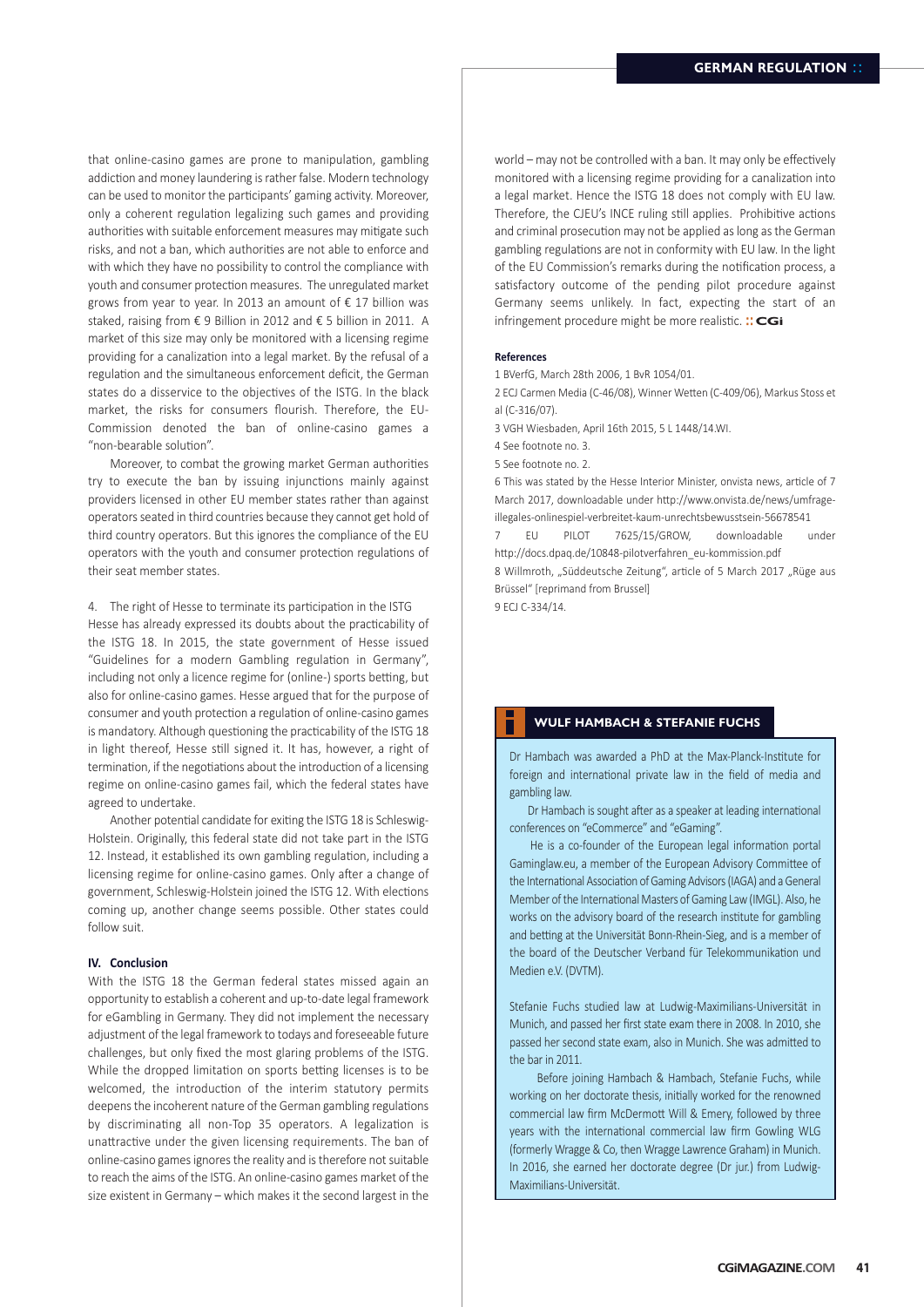that online-casino games are prone to manipulation, gambling addiction and money laundering is rather false. Modern technology can be used to monitor the participants' gaming activity. Moreover, only a coherent regulation legalizing such games and providing authorities with suitable enforcement measures may mitigate such risks, and not a ban, which authorities are not able to enforce and with which they have no possibility to control the compliance with youth and consumer protection measures. The unregulated market grows from year to year. In 2013 an amount of € 17 billion was staked, raising from € 9 Billion in 2012 and € 5 billion in 2011. A market of this size may only be monitored with a licensing regime providing for a canalization into a legal market. By the refusal of a regulation and the simultaneous enforcement deficit, the German states do a disservice to the objectives of the ISTG. In the black market, the risks for consumers flourish. Therefore, the EU-Commission denoted the ban of online-casino games a "non-bearable solution".

Moreover, to combat the growing market German authorities try to execute the ban by issuing injunctions mainly against providers licensed in other EU member states rather than against operators seated in third countries because they cannot get hold of third country operators. But this ignores the compliance of the EU operators with the youth and consumer protection regulations of their seat member states.

4. The right of Hesse to terminate its participation in the ISTG

Hesse has already expressed its doubts about the practicability of the ISTG 18. In 2015, the state government of Hesse issued "Guidelines for a modern Gambling regulation in Germany", including not only a licence regime for (online-) sports betting, but also for online-casino games. Hesse argued that for the purpose of consumer and youth protection a regulation of online-casino games is mandatory. Although questioning the practicability of the ISTG 18 in light thereof, Hesse still signed it. It has, however, a right of termination, if the negotiations about the introduction of a licensing regime on online-casino games fail, which the federal states have agreed to undertake.

Another potential candidate for exiting the ISTG 18 is Schleswig-Holstein. Originally, this federal state did not take part in the ISTG 12. Instead, it established its own gambling regulation, including a licensing regime for online-casino games. Only after a change of government, Schleswig-Holstein joined the ISTG 12. With elections coming up, another change seems possible. Other states could follow suit.

## IV. Conclusion

With the ISTG 18 the German federal states missed again an opportunity to establish a coherent and up-to-date legal framework for eGambling in Germany. They did not implement the necessary adjustment of the legal framework to todays and foreseeable future challenges, but only fixed the most glaring problems of the ISTG. While the dropped limitation on sports betting licenses is to be welcomed, the introduction of the interim statutory permits deepens the incoherent nature of the German gambling regulations by discriminating all non-Top 35 operators. A legalization is unattractive under the given licensing requirements. The ban of online-casino games ignores the reality and is therefore not suitable to reach the aims of the ISTG. An online-casino games market of the size existent in Germany – which makes it the second largest in the world – may not be controlled with a ban. It may only be effectively monitored with a licensing regime providing for a canalization into a legal market. Hence the ISTG 18 does not comply with EU law. Therefore, the CJEU's INCE ruling still applies. Prohibitive actions and criminal prosecution may not be applied as long as the German gambling regulations are not in conformity with EU law. In the light of the EU Commission's remarks during the notification process, a satisfactory outcome of the pending pilot procedure against Germany seems unlikely. In fact, expecting the start of an infringement procedure might be more realistic. :: CGi

### References

1 BVerfG, March 28th 2006, 1 BvR 1054/01.

2 ECJ Carmen Media (C-46/08), Winner Wetten (C-409/06), Markus Stoss et al (C-316/07).

3 VGH Wiesbaden, April 16th 2015, 5 L 1448/14.WI.

4 See footnote no. 3.

5 See footnote no. 2.

6 This was stated by the Hesse Interior Minister, onvista news, article of 7 March 2017, downloadable under http://www.onvista.de/news/umfrage-illegales-onlinespiel-verbreitet-kaum-unrechtsbewusstsein-56678541

7 EU PILOT 7625/15/GROW, downloadable under http://docs.dpaq.de/10848-pilotverfahren_eu-kommission.pdf

8 Willmroth, „Süddeutsche Zeitung", article of 5 March 2017 „Rüge aus Brüssel" [reprimand from Brussel]

9 ECJ C-334/14.

### WULF HAMBACH & STEFANIE FUCHS

Dr Hambach was awarded a PhD at the Max-Planck-Institute for foreign and international private law in the field of media and gambling law.

Dr Hambach is sought after as a speaker at leading international conferences on "eCommerce" and "eGaming".

He is a co-founder of the European legal information portal Gaminglaw.eu, a member of the European Advisory Committee of the International Association of Gaming Advisors (IAGA) and a General Member of the International Masters of Gaming Law (IMGL). Also, he works on the advisory board of the research institute for gambling and betting at the Universität Bonn-Rhein-Sieg, and is a member of the board of the Deutscher Verband für Telekommunikation und Medien e.V. (DVTM).

Stefanie Fuchs studied law at Ludwig-Maximilians-Universität in Munich, and passed her first state exam there in 2008. In 2010, she passed her second state exam, also in Munich. She was admitted to the bar in 2011.

Before joining Hambach & Hambach, Stefanie Fuchs, while working on her doctorate thesis, initially worked for the renowned commercial law firm McDermott Will & Emery, followed by three years with the international commercial law firm Gowling WLG (formerly Wragge & Co, then Wragge Lawrence Graham) in Munich. In 2016, she earned her doctorate degree (Dr jur.) from Ludwig-Maximilians-Universität.